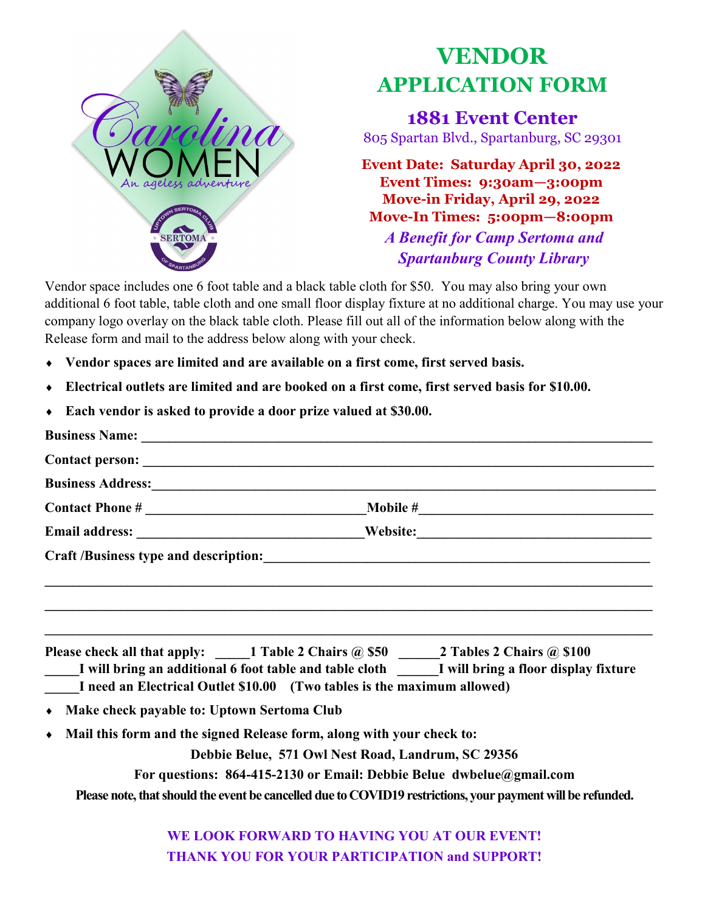Carolina WOMEN
An ageless adventure

UPTOWN SERTOMA CLUB
SERTOMA
OF SPARTANBURG

# VENDOR APPLICATION FORM

## 1881 Event Center

805 Spartan Blvd., Spartanburg, SC 29301

**Event Date: Saturday April 30, 2022**
**Event Times: 9:30am—3:00pm**
**Move-in Friday, April 29, 2022**
**Move-In Times: 5:00pm—8:00pm**

***A Benefit for Camp Sertoma and Spartanburg County Library***

Vendor space includes one 6 foot table and a black table cloth for $50. You may also bring your own additional 6 foot table, table cloth and one small floor display fixture at no additional charge. You may use your company logo overlay on the black table cloth. Please fill out all of the information below along with the Release form and mail to the address below along with your check.

- **Vendor spaces are limited and are available on a first come, first served basis.**
- **Electrical outlets are limited and are booked on a first come, first served basis for $10.00.**
- **Each vendor is asked to provide a door prize valued at $30.00.**

**Business Name:** ______________________________________________

**Contact person:** ______________________________________________

**Business Address:**______________________________________________

**Contact Phone #** ______________________ **Mobile #**______________________

**Email address:** ______________________ **Website:**______________________

**Craft /Business type and description:**______________________________________

______________________________________________________________

______________________________________________________________

______________________________________________________________

**Please check all that apply:** _____**1 Table 2 Chairs @ $50** ______**2 Tables 2 Chairs @ $100**
_____**I will bring an additional 6 foot table and table cloth** ______**I will bring a floor display fixture**
_____**I need an Electrical Outlet $10.00 (Two tables is the maximum allowed)**

- **Make check payable to: Uptown Sertoma Club**
- **Mail this form and the signed Release form, along with your check to:**

**Debbie Belue, 571 Owl Nest Road, Landrum, SC 29356**

**For questions: 864-415-2130 or Email: Debbie Belue dwbelue@gmail.com**

**Please note, that should the event be cancelled due to COVID19 restrictions, your payment will be refunded.**

**WE LOOK FORWARD TO HAVING YOU AT OUR EVENT!**
**THANK YOU FOR YOUR PARTICIPATION and SUPPORT!**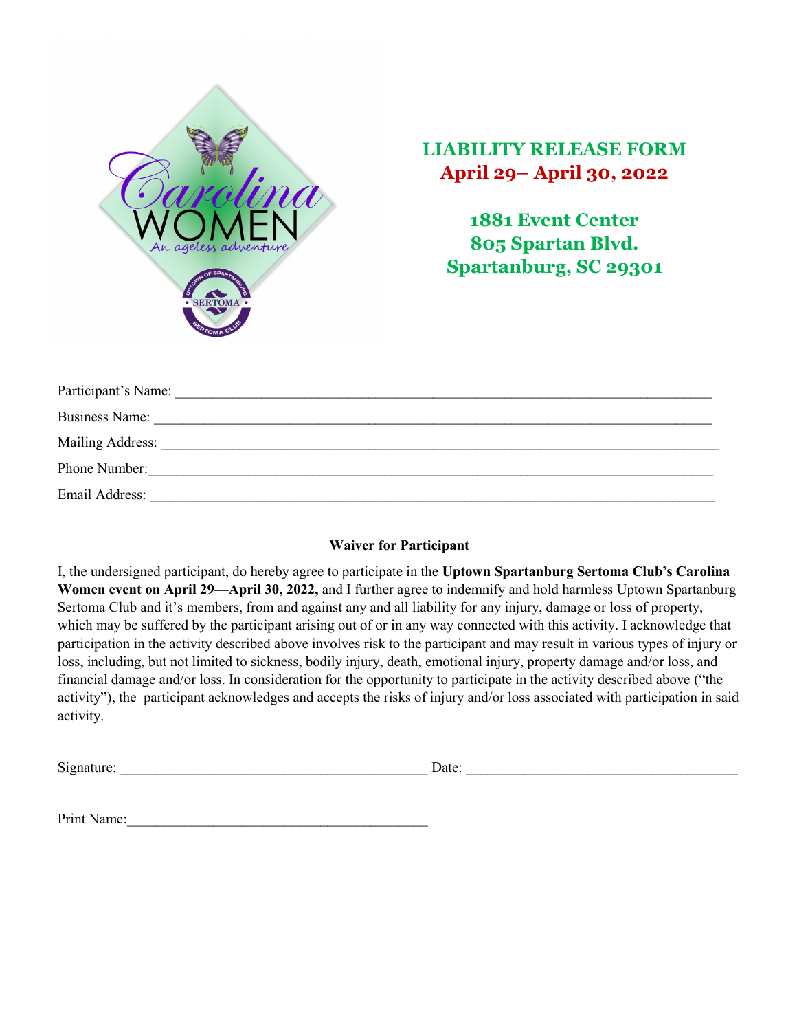# LIABILITY RELEASE FORM

**April 29– April 30, 2022**

**1881 Event Center**
**805 Spartan Blvd.**
**Spartanburg, SC 29301**

Participant's Name: ___________________________________________________________________________

Business Name: ______________________________________________________________________________

Mailing Address: ______________________________________________________________________________

Phone Number:_______________________________________________________________________________

Email Address: _______________________________________________________________________________

**Waiver for Participant**

I, the undersigned participant, do hereby agree to participate in the **Uptown Spartanburg Sertoma Club's Carolina Women event on April 29—April 30, 2022,** and I further agree to indemnify and hold harmless Uptown Spartanburg Sertoma Club and it's members, from and against any and all liability for any injury, damage or loss of property, which may be suffered by the participant arising out of or in any way connected with this activity. I acknowledge that participation in the activity described above involves risk to the participant and may result in various types of injury or loss, including, but not limited to sickness, bodily injury, death, emotional injury, property damage and/or loss, and financial damage and/or loss. In consideration for the opportunity to participate in the activity described above ("the activity"), the participant acknowledges and accepts the risks of injury and/or loss associated with participation in said activity.

Signature: ___________________________________________ Date: _____________________________________

Print Name:__________________________________________